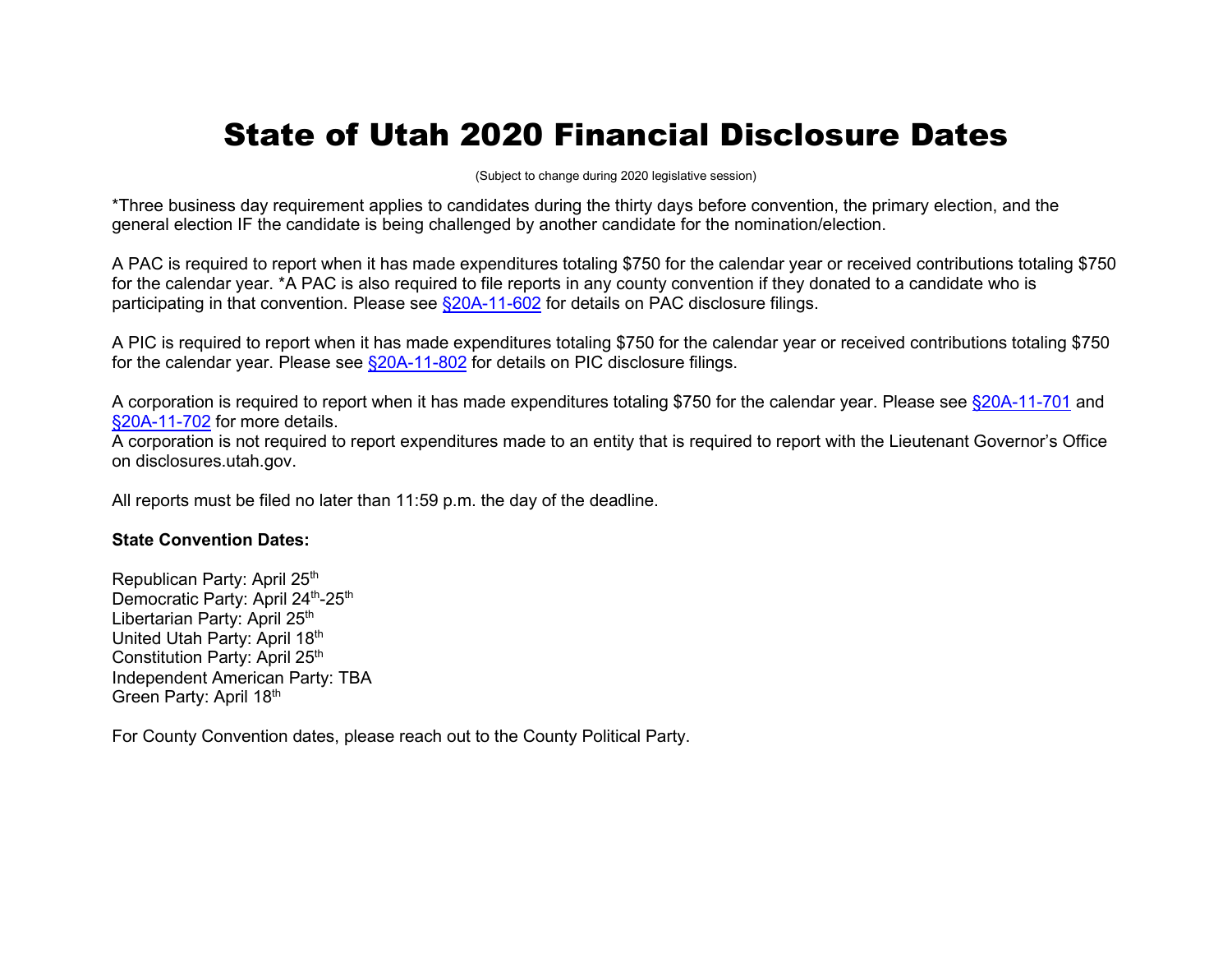# State of Utah 2020 Financial Disclosure Dates

(Subject to change during 2020 legislative session)

*Three business day requirement applies to candidates during the thirty days before convention, the primary election, and the general election IF the candidate is being challenged by another candidate for the nomination/election.

A PAC is required to report when it has made expenditures totaling $750 for the calendar year or received contributions totaling $750 for the calendar year. *A PAC is also required to file reports in any county convention if they donated to a candidate who is participating in that convention. Please see §20A-11-602 for details on PAC disclosure filings.

A PIC is required to report when it has made expenditures totaling $750 for the calendar year or received contributions totaling $750 for the calendar year. Please see §20A-11-802 for details on PIC disclosure filings.

A corporation is required to report when it has made expenditures totaling $750 for the calendar year. Please see §20A-11-701 and §20A-11-702 for more details.
A corporation is not required to report expenditures made to an entity that is required to report with the Lieutenant Governor's Office on disclosures.utah.gov.

All reports must be filed no later than 11:59 p.m. the day of the deadline.

**State Convention Dates:**

Republican Party: April 25th
Democratic Party: April 24th-25th
Libertarian Party: April 25th
United Utah Party: April 18th
Constitution Party: April 25th
Independent American Party: TBA
Green Party: April 18th

For County Convention dates, please reach out to the County Political Party.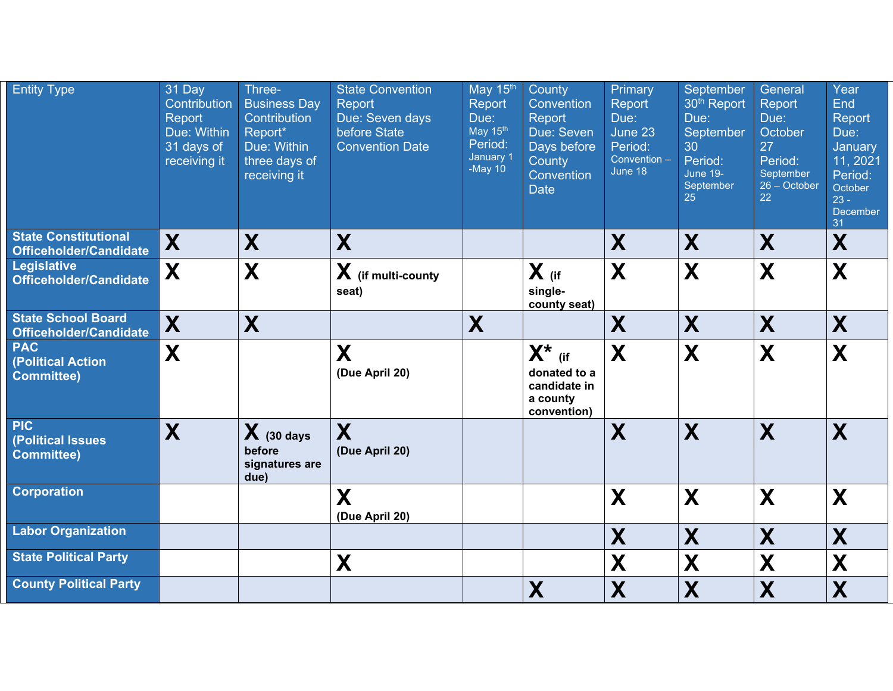| Entity Type | 31 Day Contribution Report Due: Within 31 days of receiving it | Three-Business Day Contribution Report* Due: Within three days of receiving it | State Convention Report Due: Seven days before State Convention Date | May 15th Report Due: May 15th Period: January 1 -May 10 | County Convention Report Due: Seven Days before County Convention Date | Primary Report Due: June 23 Period: Convention – June 18 | September 30th Report Due: September 30 Period: June 19-September 25 | General Report Due: October 27 Period: September 26 – October 22 | Year End Report Due: January 11, 2021 Period: October 23 - December 31 |
|---|---|---|---|---|---|---|---|---|---|
| **State Constitutional Officeholder/Candidate** | **X** | **X** | **X** | | | **X** | **X** | **X** | **X** |
| **Legislative Officeholder/Candidate** | **X** | **X** | **X (if multi-county seat)** | | **X (if single-county seat)** | **X** | **X** | **X** | **X** |
| **State School Board Officeholder/Candidate** | **X** | **X** | | **X** | | **X** | **X** | **X** | **X** |
| **PAC (Political Action Committee)** | **X** | | **X (Due April 20)** | | **X* (if donated to a candidate in a county convention)** | **X** | **X** | **X** | **X** |
| **PIC (Political Issues Committee)** | **X** | **X (30 days before signatures are due)** | **X (Due April 20)** | | | **X** | **X** | **X** | **X** |
| **Corporation** | | | **X (Due April 20)** | | | **X** | **X** | **X** | **X** |
| **Labor Organization** | | | | | | **X** | **X** | **X** | **X** |
| **State Political Party** | | | **X** | | | **X** | **X** | **X** | **X** |
| **County Political Party** | | | | | **X** | **X** | **X** | **X** | **X** |